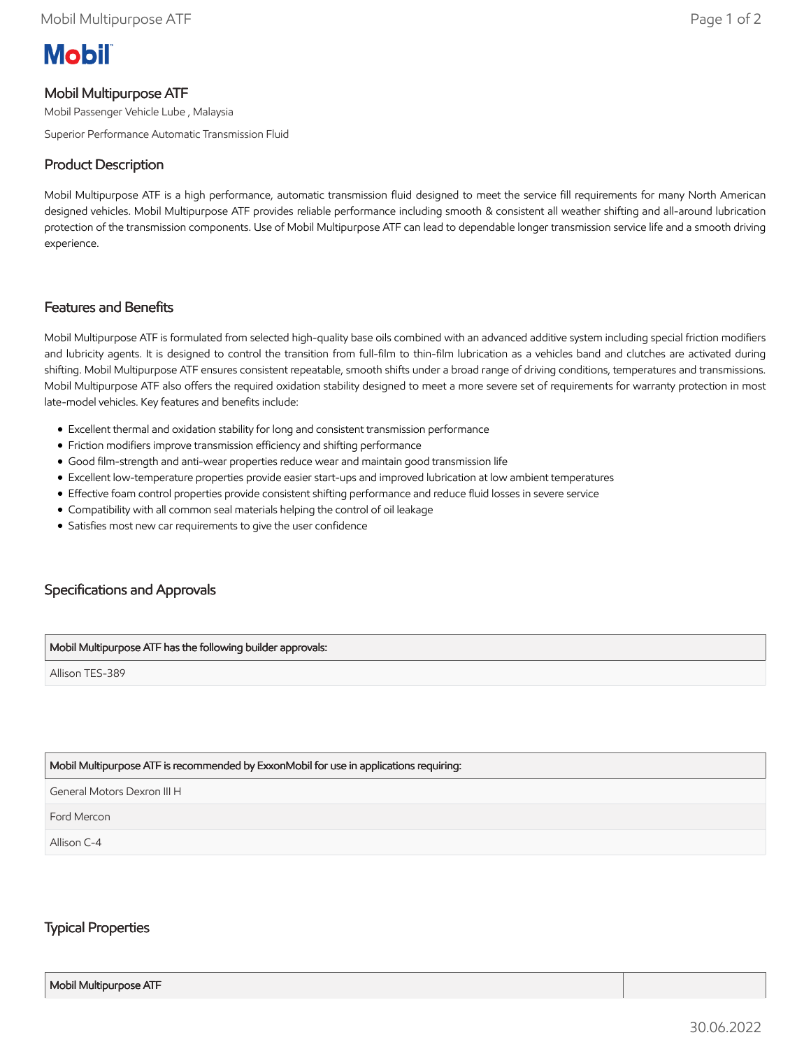Mobil

# Mobil Multipurpose ATF

Mobil Passenger Vehicle Lube , Malaysia

Superior Performance Automatic Transmission Fluid

## Product Description

Mobil Multipurpose ATF is a high performance, automatic transmission fluid designed to meet the service fill requirements for many North American designed vehicles. Mobil Multipurpose ATF provides reliable performance including smooth & consistent all weather shifting and all-around lubrication protection of the transmission components. Use of Mobil Multipurpose ATF can lead to dependable longer transmission service life and a smooth driving experience.

## Features and Benefits

Mobil Multipurpose ATF is formulated from selected high-quality base oils combined with an advanced additive system including special friction modifiers and lubricity agents. It is designed to control the transition from full-film to thin-film lubrication as a vehicles band and clutches are activated during shifting. Mobil Multipurpose ATF ensures consistent repeatable, smooth shifts under a broad range of driving conditions, temperatures and transmissions. Mobil Multipurpose ATF also offers the required oxidation stability designed to meet a more severe set of requirements for warranty protection in most late-model vehicles. Key features and benefits include:

- Excellent thermal and oxidation stability for long and consistent transmission performance
- Friction modifiers improve transmission efficiency and shifting performance
- Good film-strength and anti-wear properties reduce wear and maintain good transmission life
- Excellent low-temperature properties provide easier start-ups and improved lubrication at low ambient temperatures
- Effective foam control properties provide consistent shifting performance and reduce fluid losses in severe service
- Compatibility with all common seal materials helping the control of oil leakage
- Satisfies most new car requirements to give the user confidence

## Specifications and Approvals

| Mobil Multipurpose ATF has the following builder approvals: |
|---|
| Allison TES-389 |

| Mobil Multipurpose ATF is recommended by ExxonMobil for use in applications requiring: |
|---|
| General Motors Dexron III H |
| Ford Mercon |
| Allison C-4 |

## Typical Properties

| Mobil Multipurpose ATF | |
|---|---|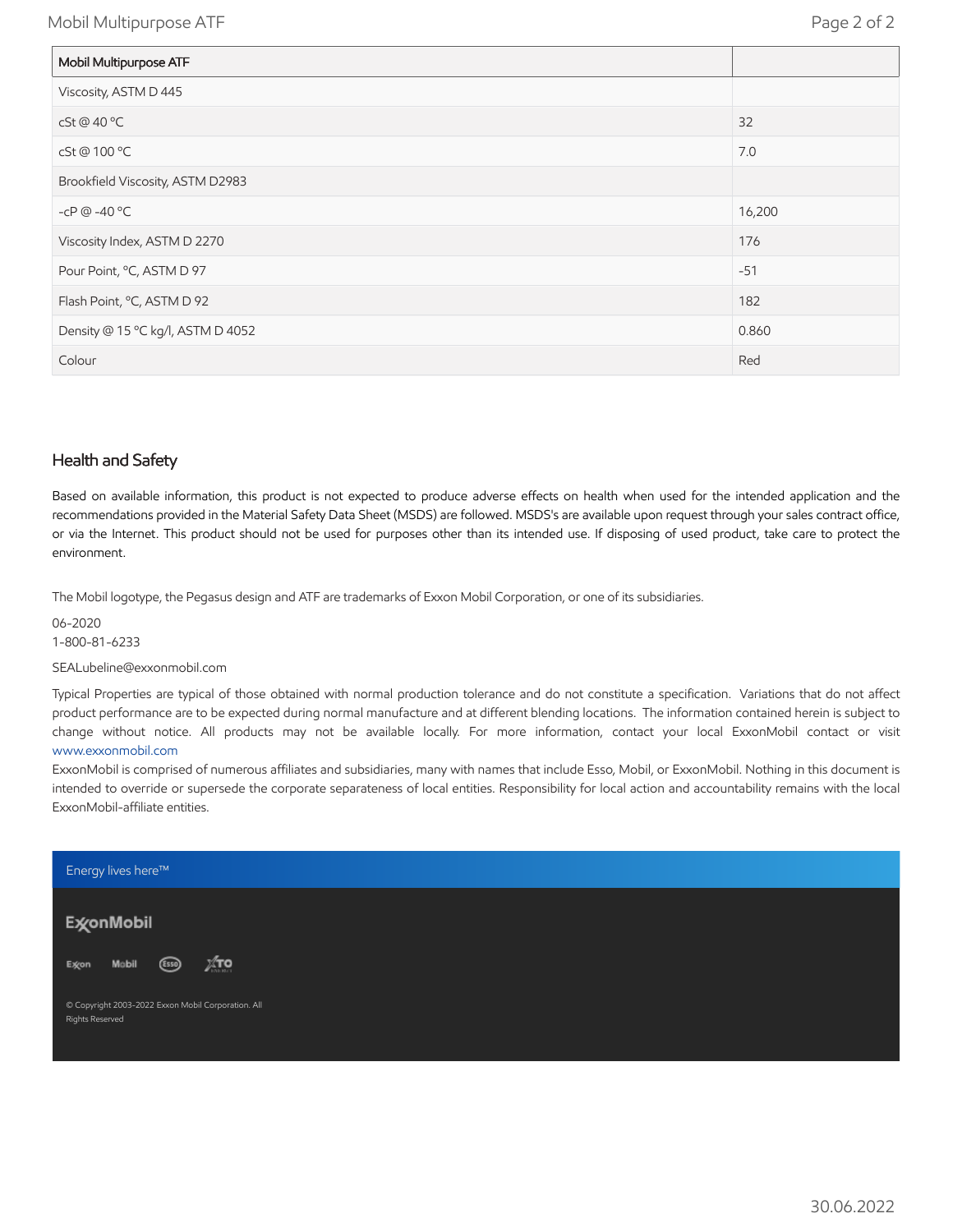| Mobil Multipurpose ATF | |
|---|---|
| Viscosity, ASTM D 445 | |
| cSt @ 40 °C | 32 |
| cSt @ 100 °C | 7.0 |
| Brookfield Viscosity, ASTM D2983 | |
| -cP @ -40 °C | 16,200 |
| Viscosity Index, ASTM D 2270 | 176 |
| Pour Point, °C, ASTM D 97 | -51 |
| Flash Point, °C, ASTM D 92 | 182 |
| Density @ 15 °C kg/l, ASTM D 4052 | 0.860 |
| Colour | Red |

## Health and Safety

Based on available information, this product is not expected to produce adverse effects on health when used for the intended application and the recommendations provided in the Material Safety Data Sheet (MSDS) are followed. MSDS's are available upon request through your sales contract office, or via the Internet. This product should not be used for purposes other than its intended use. If disposing of used product, take care to protect the environment.

The Mobil logotype, the Pegasus design and ATF are trademarks of Exxon Mobil Corporation, or one of its subsidiaries.

06-2020
1-800-81-6233

SEALubeline@exxonmobil.com

Typical Properties are typical of those obtained with normal production tolerance and do not constitute a specification. Variations that do not affect product performance are to be expected during normal manufacture and at different blending locations. The information contained herein is subject to change without notice. All products may not be available locally. For more information, contact your local ExxonMobil contact or visit www.exxonmobil.com

ExxonMobil is comprised of numerous affiliates and subsidiaries, many with names that include Esso, Mobil, or ExxonMobil. Nothing in this document is intended to override or supersede the corporate separateness of local entities. Responsibility for local action and accountability remains with the local ExxonMobil-affiliate entities.

Energy lives here™

ExxonMobil

© Copyright 2003-2022 Exxon Mobil Corporation. All Rights Reserved